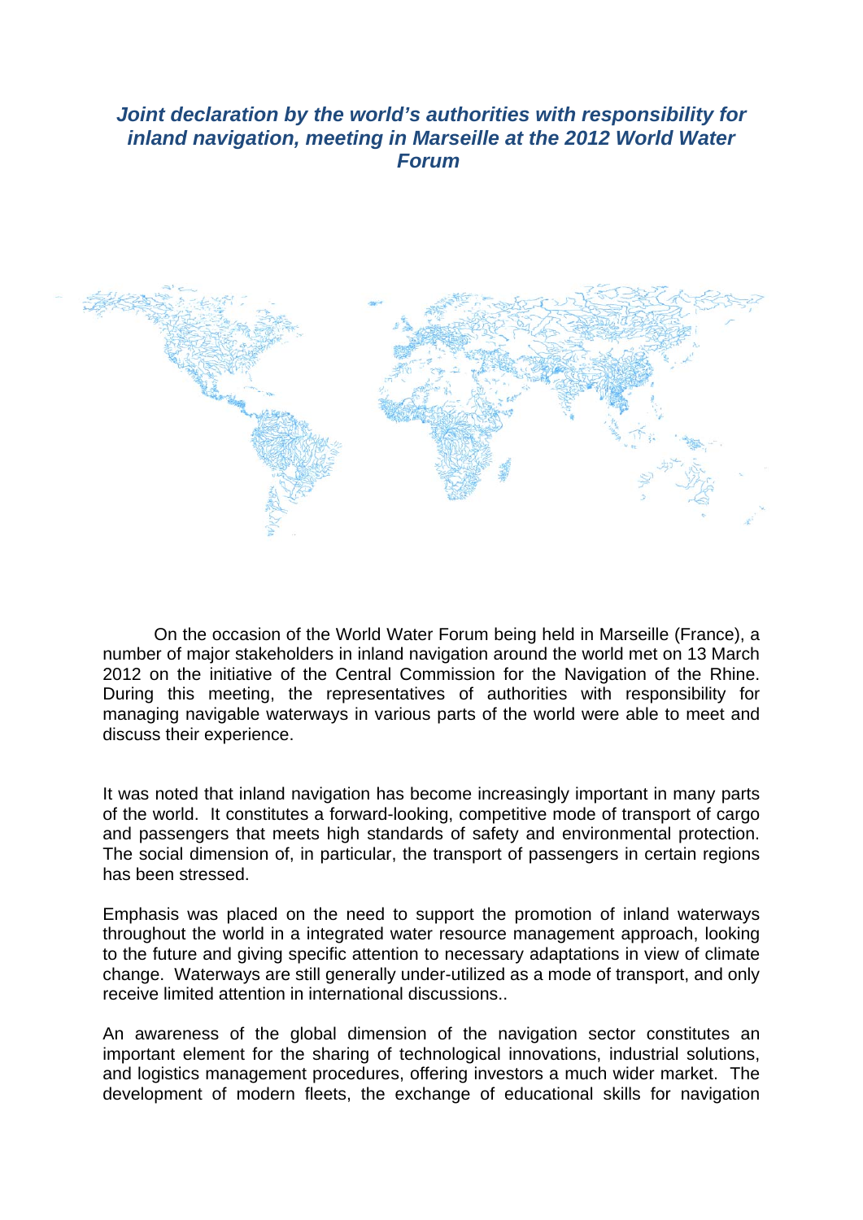***Joint declaration by the world's authorities with responsibility for inland navigation, meeting in Marseille at the 2012 World Water Forum***

On the occasion of the World Water Forum being held in Marseille (France), a number of major stakeholders in inland navigation around the world met on 13 March 2012 on the initiative of the Central Commission for the Navigation of the Rhine. During this meeting, the representatives of authorities with responsibility for managing navigable waterways in various parts of the world were able to meet and discuss their experience.

It was noted that inland navigation has become increasingly important in many parts of the world. It constitutes a forward-looking, competitive mode of transport of cargo and passengers that meets high standards of safety and environmental protection. The social dimension of, in particular, the transport of passengers in certain regions has been stressed.

Emphasis was placed on the need to support the promotion of inland waterways throughout the world in a integrated water resource management approach, looking to the future and giving specific attention to necessary adaptations in view of climate change. Waterways are still generally under-utilized as a mode of transport, and only receive limited attention in international discussions..

An awareness of the global dimension of the navigation sector constitutes an important element for the sharing of technological innovations, industrial solutions, and logistics management procedures, offering investors a much wider market. The development of modern fleets, the exchange of educational skills for navigation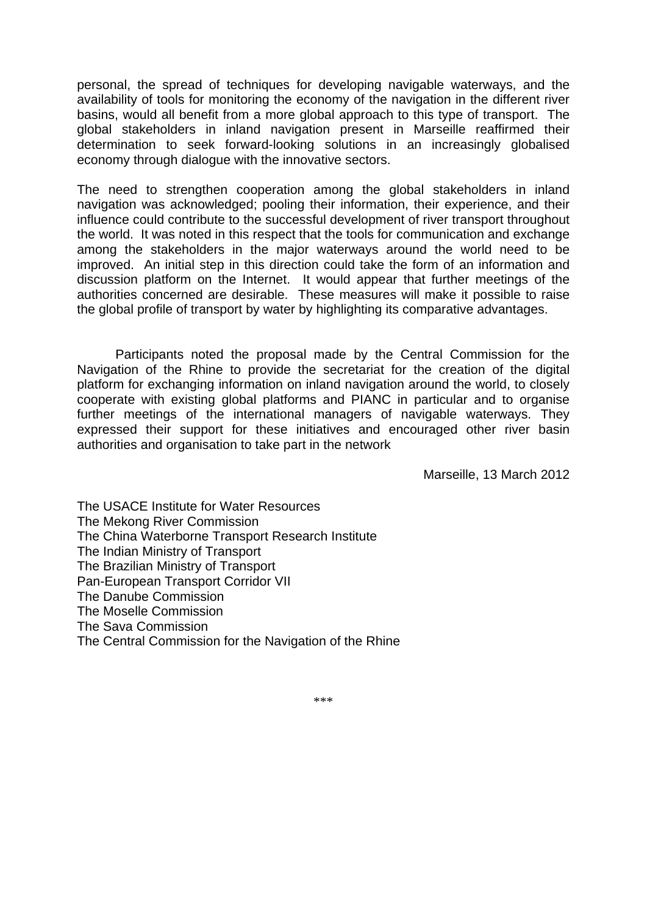personal, the spread of techniques for developing navigable waterways, and the availability of tools for monitoring the economy of the navigation in the different river basins, would all benefit from a more global approach to this type of transport. The global stakeholders in inland navigation present in Marseille reaffirmed their determination to seek forward-looking solutions in an increasingly globalised economy through dialogue with the innovative sectors.

The need to strengthen cooperation among the global stakeholders in inland navigation was acknowledged; pooling their information, their experience, and their influence could contribute to the successful development of river transport throughout the world. It was noted in this respect that the tools for communication and exchange among the stakeholders in the major waterways around the world need to be improved. An initial step in this direction could take the form of an information and discussion platform on the Internet. It would appear that further meetings of the authorities concerned are desirable. These measures will make it possible to raise the global profile of transport by water by highlighting its comparative advantages.

Participants noted the proposal made by the Central Commission for the Navigation of the Rhine to provide the secretariat for the creation of the digital platform for exchanging information on inland navigation around the world, to closely cooperate with existing global platforms and PIANC in particular and to organise further meetings of the international managers of navigable waterways. They expressed their support for these initiatives and encouraged other river basin authorities and organisation to take part in the network

Marseille, 13 March 2012

The USACE Institute for Water Resources
The Mekong River Commission
The China Waterborne Transport Research Institute
The Indian Ministry of Transport
The Brazilian Ministry of Transport
Pan-European Transport Corridor VII
The Danube Commission
The Moselle Commission
The Sava Commission
The Central Commission for the Navigation of the Rhine

***